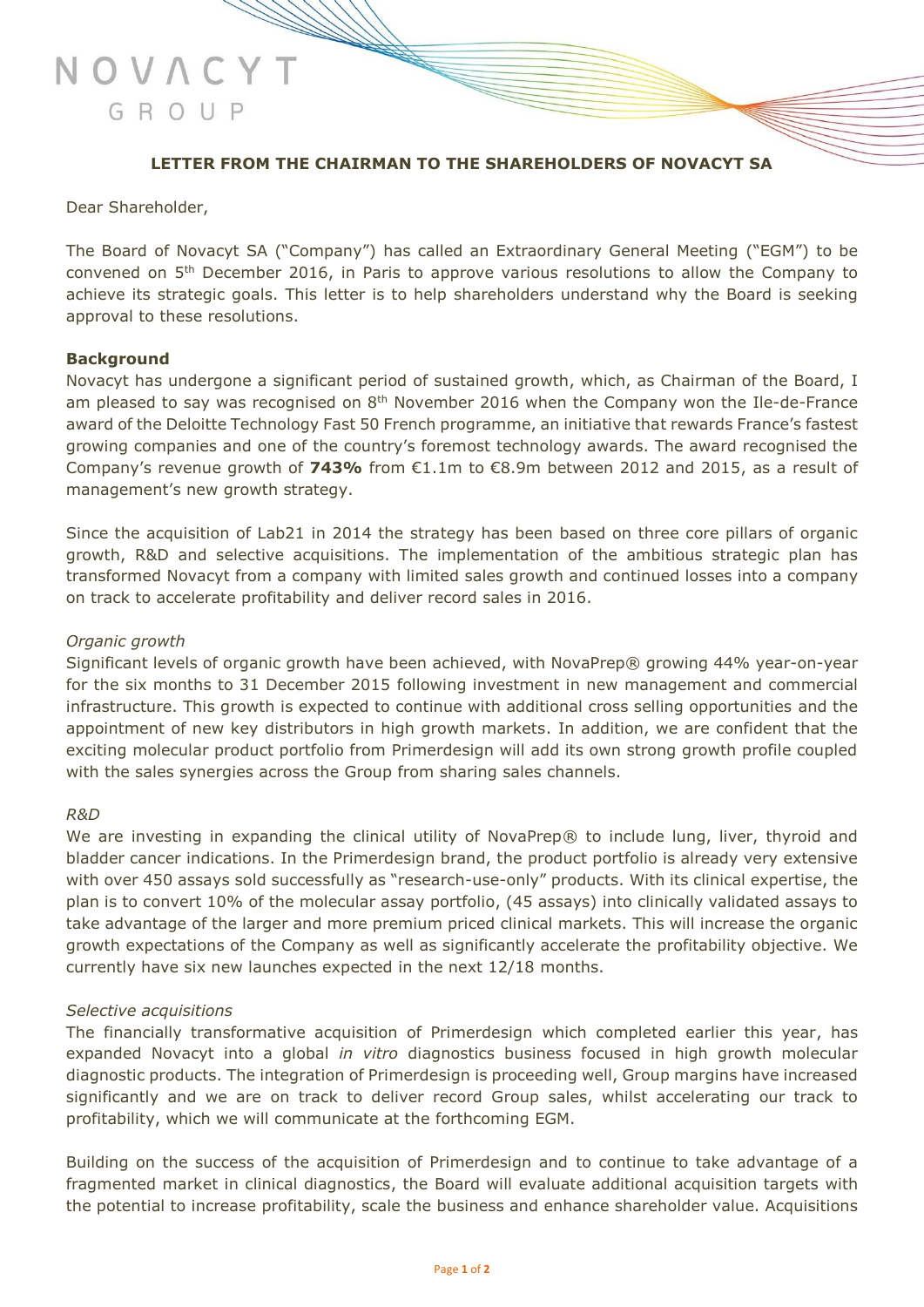NOVACYT GROUP

## LETTER FROM THE CHAIRMAN TO THE SHAREHOLDERS OF NOVACYT SA

Dear Shareholder,

The Board of Novacyt SA ("Company") has called an Extraordinary General Meeting ("EGM") to be convened on 5th December 2016, in Paris to approve various resolutions to allow the Company to achieve its strategic goals. This letter is to help shareholders understand why the Board is seeking approval to these resolutions.

### Background

Novacyt has undergone a significant period of sustained growth, which, as Chairman of the Board, I am pleased to say was recognised on 8th November 2016 when the Company won the Ile-de-France award of the Deloitte Technology Fast 50 French programme, an initiative that rewards France's fastest growing companies and one of the country's foremost technology awards. The award recognised the Company's revenue growth of **743%** from €1.1m to €8.9m between 2012 and 2015, as a result of management's new growth strategy.

Since the acquisition of Lab21 in 2014 the strategy has been based on three core pillars of organic growth, R&D and selective acquisitions. The implementation of the ambitious strategic plan has transformed Novacyt from a company with limited sales growth and continued losses into a company on track to accelerate profitability and deliver record sales in 2016.

*Organic growth*

Significant levels of organic growth have been achieved, with NovaPrep® growing 44% year-on-year for the six months to 31 December 2015 following investment in new management and commercial infrastructure. This growth is expected to continue with additional cross selling opportunities and the appointment of new key distributors in high growth markets. In addition, we are confident that the exciting molecular product portfolio from Primerdesign will add its own strong growth profile coupled with the sales synergies across the Group from sharing sales channels.

*R&D*

We are investing in expanding the clinical utility of NovaPrep® to include lung, liver, thyroid and bladder cancer indications. In the Primerdesign brand, the product portfolio is already very extensive with over 450 assays sold successfully as "research-use-only" products. With its clinical expertise, the plan is to convert 10% of the molecular assay portfolio, (45 assays) into clinically validated assays to take advantage of the larger and more premium priced clinical markets. This will increase the organic growth expectations of the Company as well as significantly accelerate the profitability objective. We currently have six new launches expected in the next 12/18 months.

*Selective acquisitions*

The financially transformative acquisition of Primerdesign which completed earlier this year, has expanded Novacyt into a global *in vitro* diagnostics business focused in high growth molecular diagnostic products. The integration of Primerdesign is proceeding well, Group margins have increased significantly and we are on track to deliver record Group sales, whilst accelerating our track to profitability, which we will communicate at the forthcoming EGM.

Building on the success of the acquisition of Primerdesign and to continue to take advantage of a fragmented market in clinical diagnostics, the Board will evaluate additional acquisition targets with the potential to increase profitability, scale the business and enhance shareholder value. Acquisitions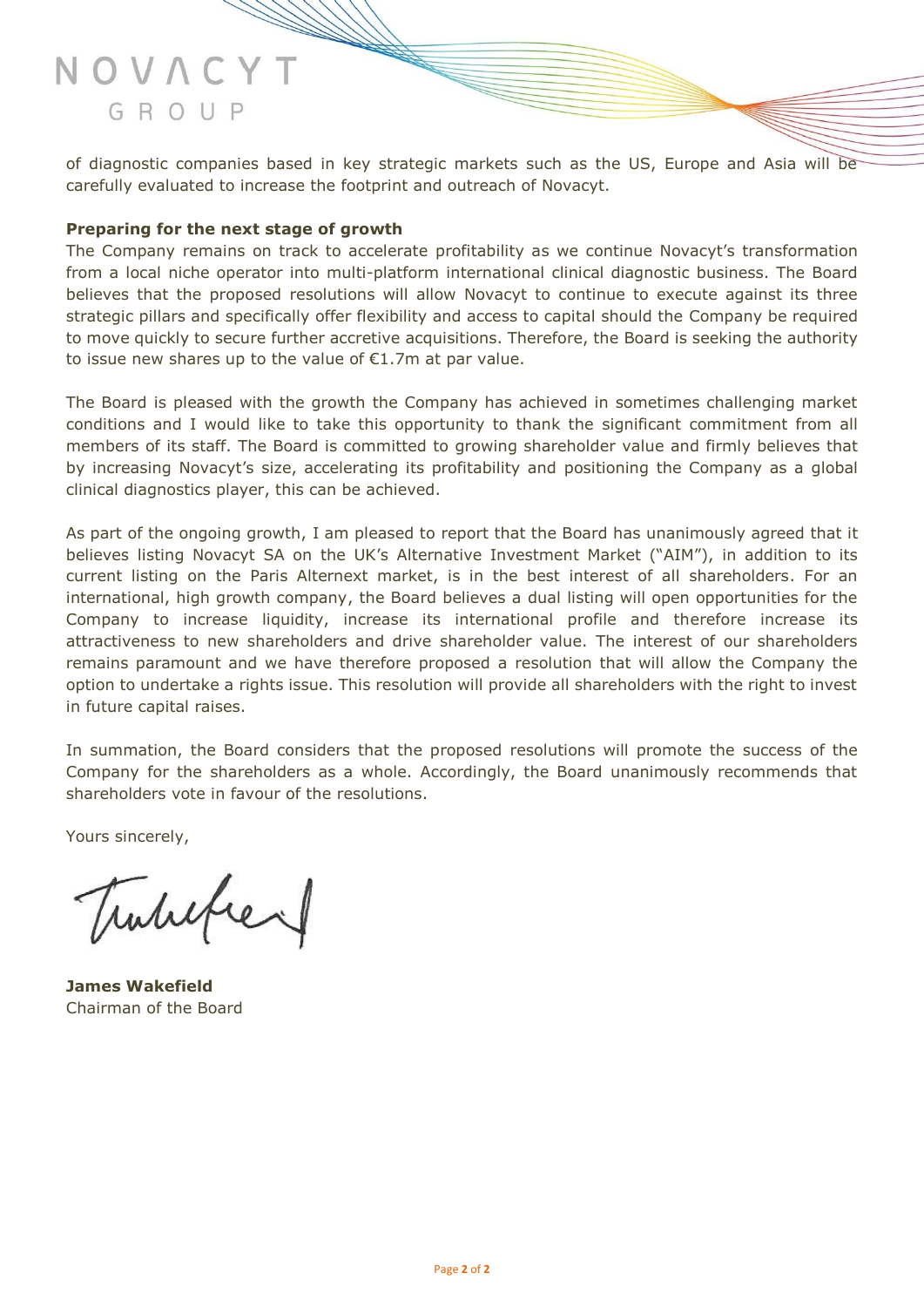of diagnostic companies based in key strategic markets such as the US, Europe and Asia will be carefully evaluated to increase the footprint and outreach of Novacyt.

**Preparing for the next stage of growth**

The Company remains on track to accelerate profitability as we continue Novacyt's transformation from a local niche operator into multi-platform international clinical diagnostic business. The Board believes that the proposed resolutions will allow Novacyt to continue to execute against its three strategic pillars and specifically offer flexibility and access to capital should the Company be required to move quickly to secure further accretive acquisitions. Therefore, the Board is seeking the authority to issue new shares up to the value of €1.7m at par value.

The Board is pleased with the growth the Company has achieved in sometimes challenging market conditions and I would like to take this opportunity to thank the significant commitment from all members of its staff. The Board is committed to growing shareholder value and firmly believes that by increasing Novacyt's size, accelerating its profitability and positioning the Company as a global clinical diagnostics player, this can be achieved.

As part of the ongoing growth, I am pleased to report that the Board has unanimously agreed that it believes listing Novacyt SA on the UK's Alternative Investment Market ("AIM"), in addition to its current listing on the Paris Alternext market, is in the best interest of all shareholders. For an international, high growth company, the Board believes a dual listing will open opportunities for the Company to increase liquidity, increase its international profile and therefore increase its attractiveness to new shareholders and drive shareholder value. The interest of our shareholders remains paramount and we have therefore proposed a resolution that will allow the Company the option to undertake a rights issue. This resolution will provide all shareholders with the right to invest in future capital raises.

In summation, the Board considers that the proposed resolutions will promote the success of the Company for the shareholders as a whole. Accordingly, the Board unanimously recommends that shareholders vote in favour of the resolutions.

Yours sincerely,

**James Wakefield**
Chairman of the Board